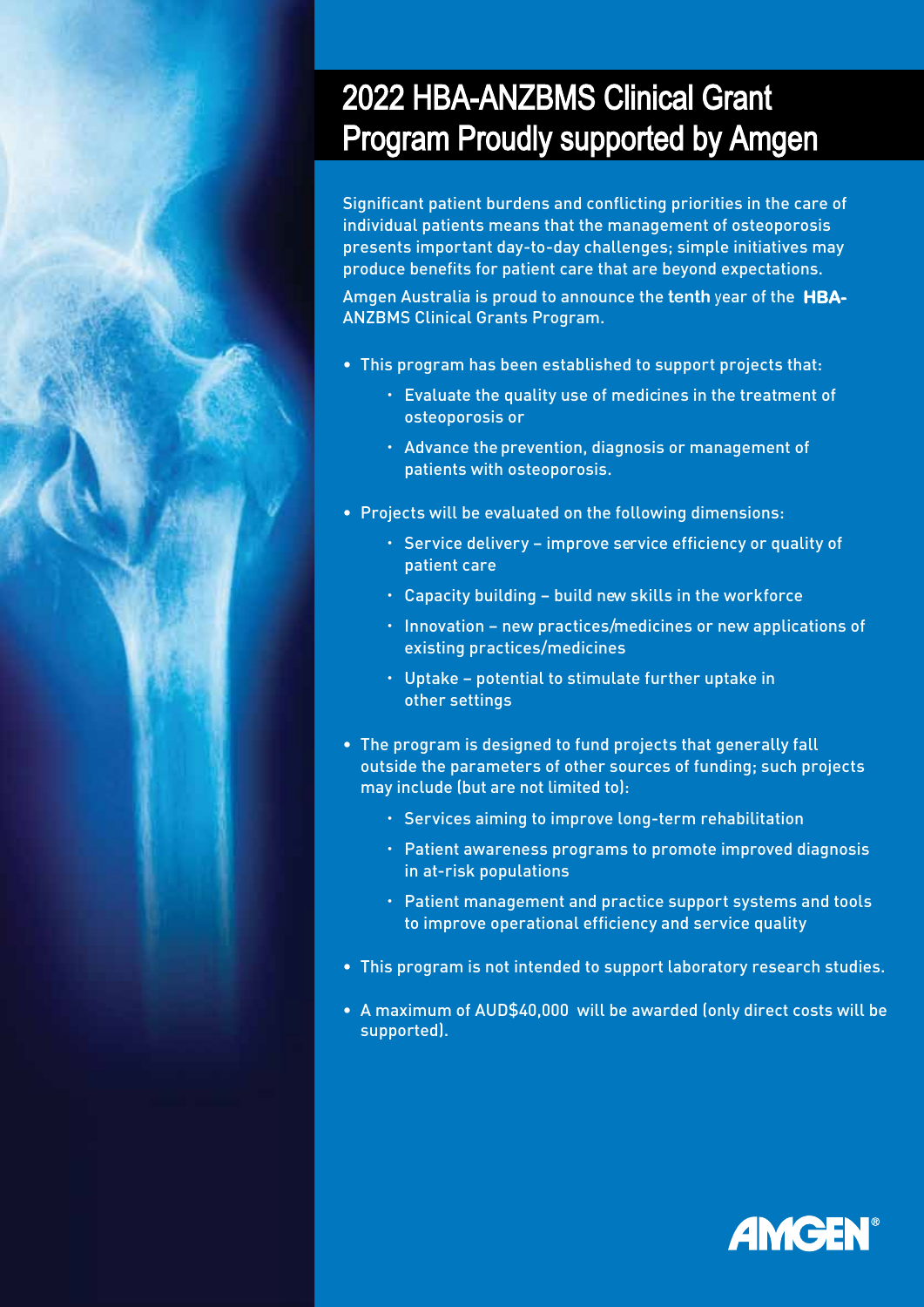# 2022 HBA-ANZBMS Clinical Grant Program Proudly supported by Amgen

Significant patient burdens and conflicting priorities in the care of individual patients means that the management of osteoporosis presents important day-to-day challenges; simple initiatives may produce benefits for patient care that are beyond expectations.

Amgen Australia is proud to announce the **tenth** year of the **HBA-**ANZBMS Clinical Grants Program.

- This program has been established to support projects that:
  - Evaluate the quality use of medicines in the treatment of osteoporosis or
  - Advance the prevention, diagnosis or management of patients with osteoporosis.
- Projects will be evaluated on the following dimensions:
  - Service delivery – improve service efficiency or quality of patient care
  - Capacity building – build new skills in the workforce
  - Innovation – new practices/medicines or new applications of existing practices/medicines
  - Uptake – potential to stimulate further uptake in other settings
- The program is designed to fund projects that generally fall outside the parameters of other sources of funding; such projects may include (but are not limited to):
  - Services aiming to improve long-term rehabilitation
  - Patient awareness programs to promote improved diagnosis in at-risk populations
  - Patient management and practice support systems and tools to improve operational efficiency and service quality
- This program is not intended to support laboratory research studies.
- A maximum of AUD$40,000 will be awarded (only direct costs will be supported).

AMGEN®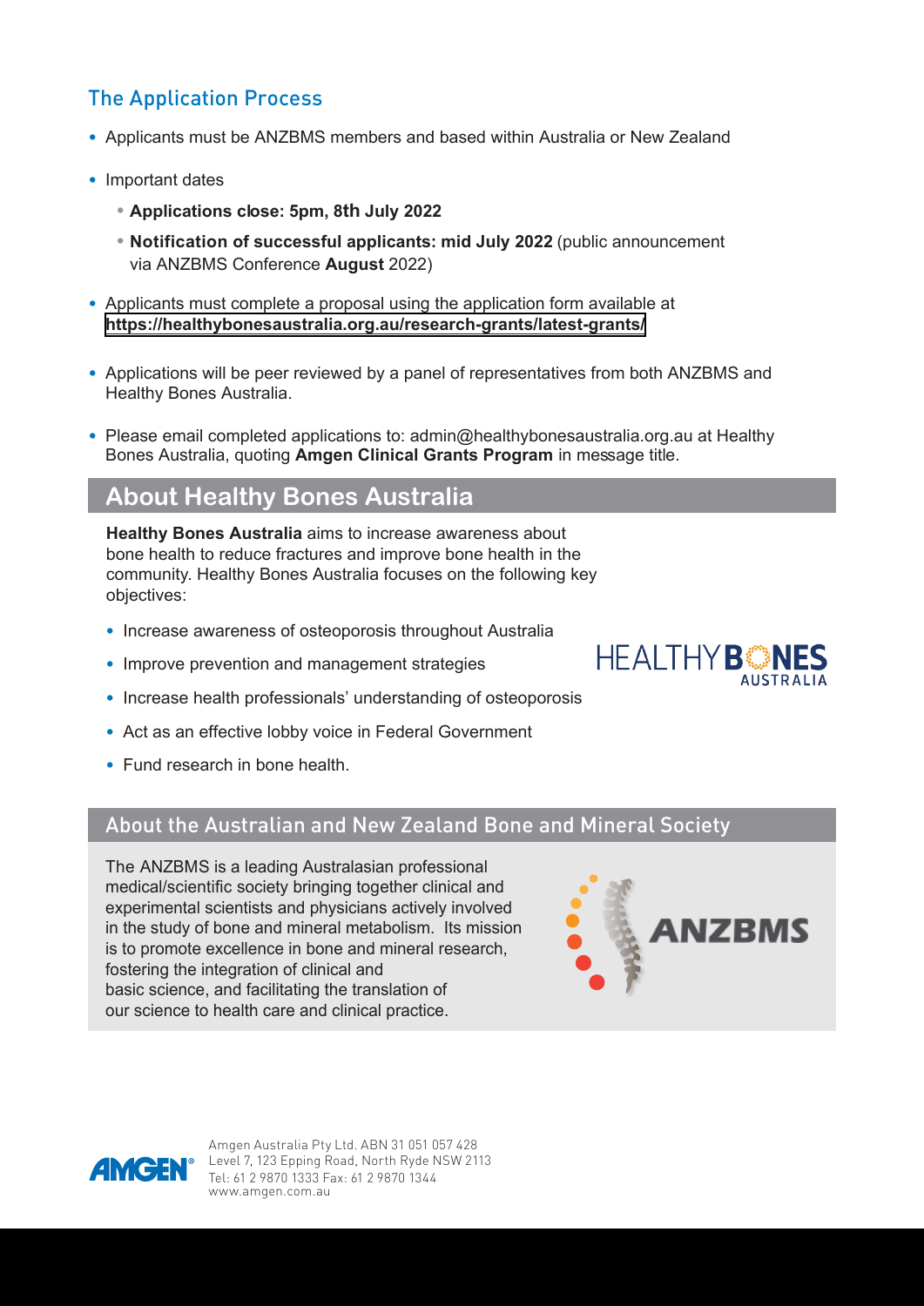## The Application Process

- Applicants must be ANZBMS members and based within Australia or New Zealand
- Important dates
  - **Applications close: 5pm, 8th July 2022**
  - **Notification of successful applicants: mid July 2022** (public announcement via ANZBMS Conference **August** 2022)
- Applicants must complete a proposal using the application form available at **https://healthybonesaustralia.org.au/research-grants/latest-grants/**
- Applications will be peer reviewed by a panel of representatives from both ANZBMS and Healthy Bones Australia.
- Please email completed applications to: admin@healthybonesaustralia.org.au at Healthy Bones Australia, quoting **Amgen Clinical Grants Program** in message title.

## About Healthy Bones Australia

**Healthy Bones Australia** aims to increase awareness about bone health to reduce fractures and improve bone health in the community. Healthy Bones Australia focuses on the following key objectives:

- Increase awareness of osteoporosis throughout Australia
- Improve prevention and management strategies
- Increase health professionals' understanding of osteoporosis
- Act as an effective lobby voice in Federal Government
- Fund research in bone health.

HEALTHY BONES AUSTRALIA

## About the Australian and New Zealand Bone and Mineral Society

The ANZBMS is a leading Australasian professional medical/scientific society bringing together clinical and experimental scientists and physicians actively involved in the study of bone and mineral metabolism. Its mission is to promote excellence in bone and mineral research, fostering the integration of clinical and basic science, and facilitating the translation of our science to health care and clinical practice.

ANZBMS

AMGEN®

Amgen Australia Pty Ltd. ABN 31 051 057 428
Level 7, 123 Epping Road, North Ryde NSW 2113
Tel: 61 2 9870 1333 Fax: 61 2 9870 1344
www.amgen.com.au